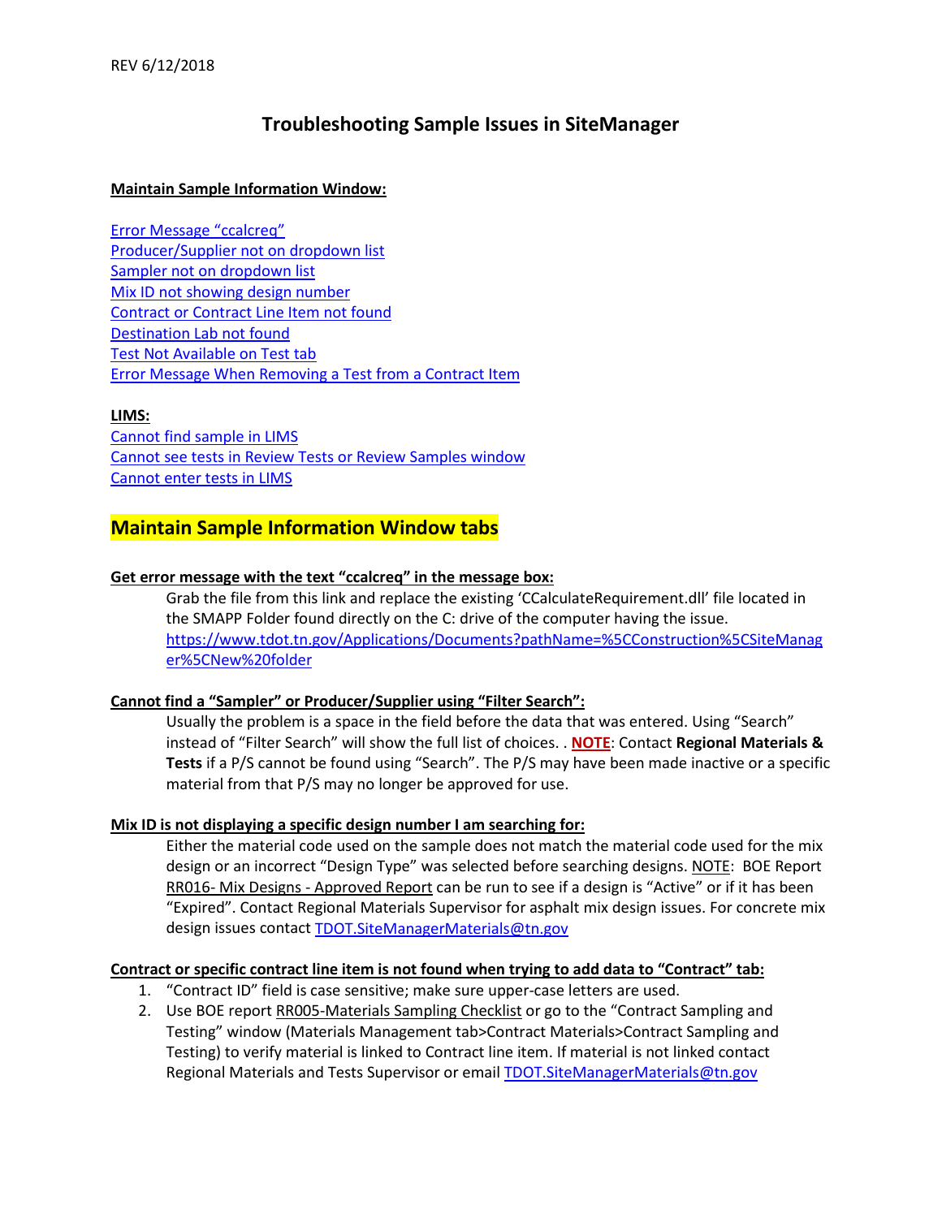REV 6/12/2018

# Troubleshooting Sample Issues in SiteManager

**Maintain Sample Information Window:**

Error Message "ccalcreq"
Producer/Supplier not on dropdown list
Sampler not on dropdown list
Mix ID not showing design number
Contract or Contract Line Item not found
Destination Lab not found
Test Not Available on Test tab
Error Message When Removing a Test from a Contract Item

**LIMS:**
Cannot find sample in LIMS
Cannot see tests in Review Tests or Review Samples window
Cannot enter tests in LIMS

## Maintain Sample Information Window tabs

**Get error message with the text "ccalcreq" in the message box:**

Grab the file from this link and replace the existing 'CCalculateRequirement.dll' file located in the SMAPP Folder found directly on the C: drive of the computer having the issue. https://www.tdot.tn.gov/Applications/Documents?pathName=%5CConstruction%5CSiteManager%5CNew%20folder

**Cannot find a "Sampler" or Producer/Supplier using "Filter Search":**

Usually the problem is a space in the field before the data that was entered. Using "Search" instead of "Filter Search" will show the full list of choices. . **NOTE**: Contact **Regional Materials & Tests** if a P/S cannot be found using "Search". The P/S may have been made inactive or a specific material from that P/S may no longer be approved for use.

**Mix ID is not displaying a specific design number I am searching for:**

Either the material code used on the sample does not match the material code used for the mix design or an incorrect "Design Type" was selected before searching designs. NOTE: BOE Report RR016- Mix Designs - Approved Report can be run to see if a design is "Active" or if it has been "Expired". Contact Regional Materials Supervisor for asphalt mix design issues. For concrete mix design issues contact TDOT.SiteManagerMaterials@tn.gov

**Contract or specific contract line item is not found when trying to add data to "Contract" tab:**

1. "Contract ID" field is case sensitive; make sure upper-case letters are used.
2. Use BOE report RR005-Materials Sampling Checklist or go to the "Contract Sampling and Testing" window (Materials Management tab>Contract Materials>Contract Sampling and Testing) to verify material is linked to Contract line item. If material is not linked contact Regional Materials and Tests Supervisor or email TDOT.SiteManagerMaterials@tn.gov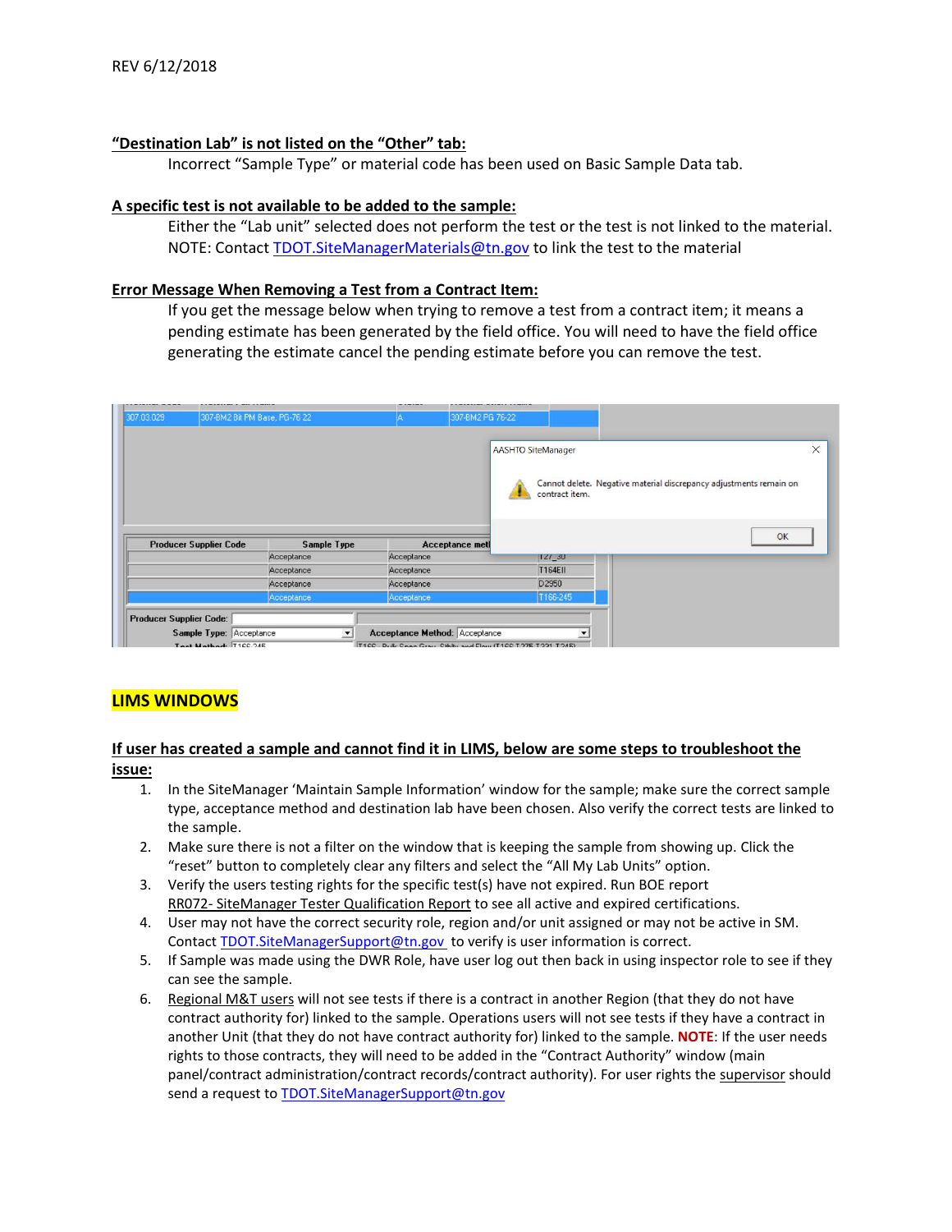**"Destination Lab" is not listed on the "Other" tab:**

Incorrect "Sample Type" or material code has been used on Basic Sample Data tab.

**A specific test is not available to be added to the sample:**

Either the "Lab unit" selected does not perform the test or the test is not linked to the material. NOTE: Contact TDOT.SiteManagerMaterials@tn.gov to link the test to the material

**Error Message When Removing a Test from a Contract Item:**

If you get the message below when trying to remove a test from a contract item; it means a pending estimate has been generated by the field office. You will need to have the field office generating the estimate cancel the pending estimate before you can remove the test.

## LIMS WINDOWS

**If user has created a sample and cannot find it in LIMS, below are some steps to troubleshoot the issue:**

1. In the SiteManager 'Maintain Sample Information' window for the sample; make sure the correct sample type, acceptance method and destination lab have been chosen. Also verify the correct tests are linked to the sample.
2. Make sure there is not a filter on the window that is keeping the sample from showing up. Click the "reset" button to completely clear any filters and select the "All My Lab Units" option.
3. Verify the users testing rights for the specific test(s) have not expired. Run BOE report RR072- SiteManager Tester Qualification Report to see all active and expired certifications.
4. User may not have the correct security role, region and/or unit assigned or may not be active in SM. Contact TDOT.SiteManagerSupport@tn.gov to verify is user information is correct.
5. If Sample was made using the DWR Role, have user log out then back in using inspector role to see if they can see the sample.
6. Regional M&T users will not see tests if there is a contract in another Region (that they do not have contract authority for) linked to the sample. Operations users will not see tests if they have a contract in another Unit (that they do not have contract authority for) linked to the sample. **NOTE**: If the user needs rights to those contracts, they will need to be added in the "Contract Authority" window (main panel/contract administration/contract records/contract authority). For user rights the supervisor should send a request to TDOT.SiteManagerSupport@tn.gov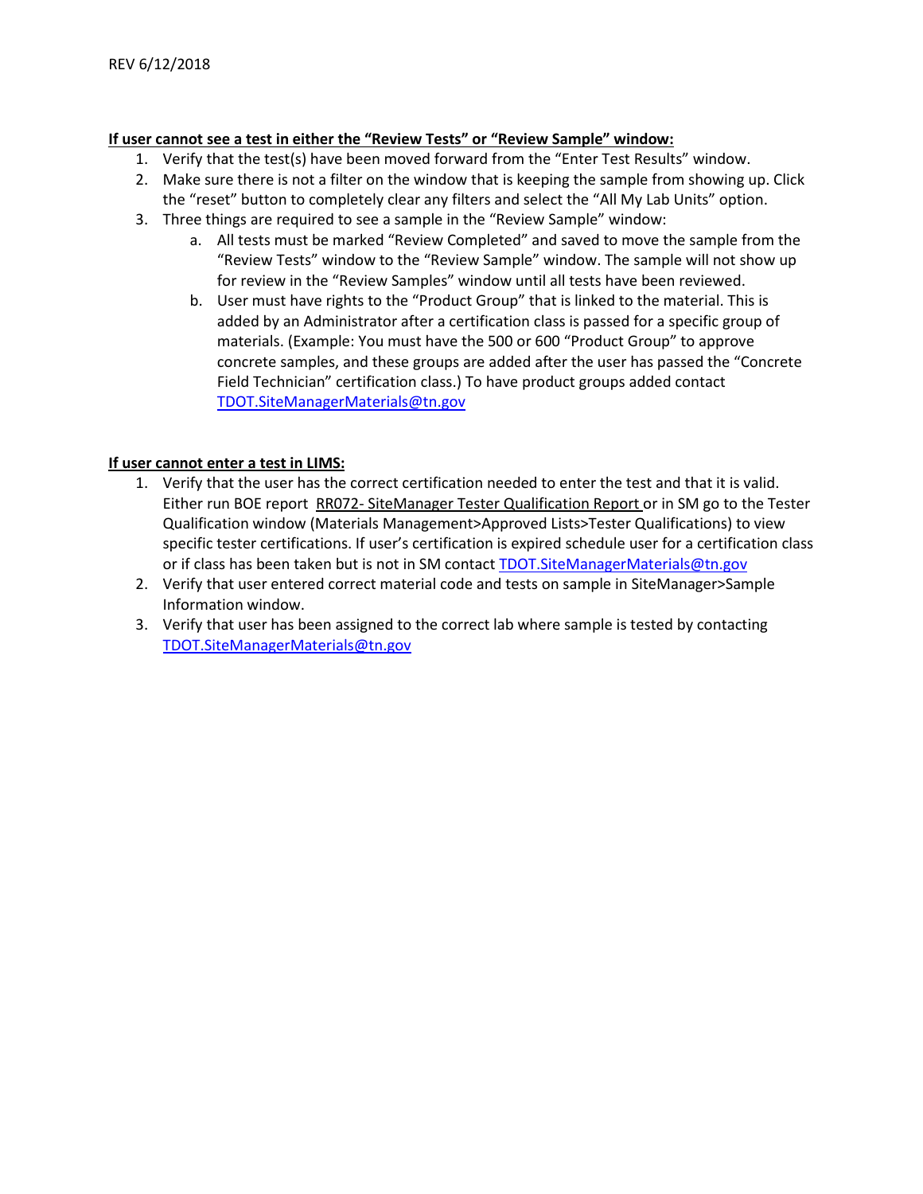REV 6/12/2018

**If user cannot see a test in either the "Review Tests" or "Review Sample" window:**

1. Verify that the test(s) have been moved forward from the "Enter Test Results" window.
2. Make sure there is not a filter on the window that is keeping the sample from showing up. Click the "reset" button to completely clear any filters and select the "All My Lab Units" option.
3. Three things are required to see a sample in the "Review Sample" window:
   a. All tests must be marked "Review Completed" and saved to move the sample from the "Review Tests" window to the "Review Sample" window. The sample will not show up for review in the "Review Samples" window until all tests have been reviewed.
   b. User must have rights to the "Product Group" that is linked to the material. This is added by an Administrator after a certification class is passed for a specific group of materials. (Example: You must have the 500 or 600 "Product Group" to approve concrete samples, and these groups are added after the user has passed the "Concrete Field Technician" certification class.) To have product groups added contact TDOT.SiteManagerMaterials@tn.gov

**If user cannot enter a test in LIMS:**

1. Verify that the user has the correct certification needed to enter the test and that it is valid. Either run BOE report RR072- SiteManager Tester Qualification Report or in SM go to the Tester Qualification window (Materials Management>Approved Lists>Tester Qualifications) to view specific tester certifications. If user's certification is expired schedule user for a certification class or if class has been taken but is not in SM contact TDOT.SiteManagerMaterials@tn.gov
2. Verify that user entered correct material code and tests on sample in SiteManager>Sample Information window.
3. Verify that user has been assigned to the correct lab where sample is tested by contacting TDOT.SiteManagerMaterials@tn.gov